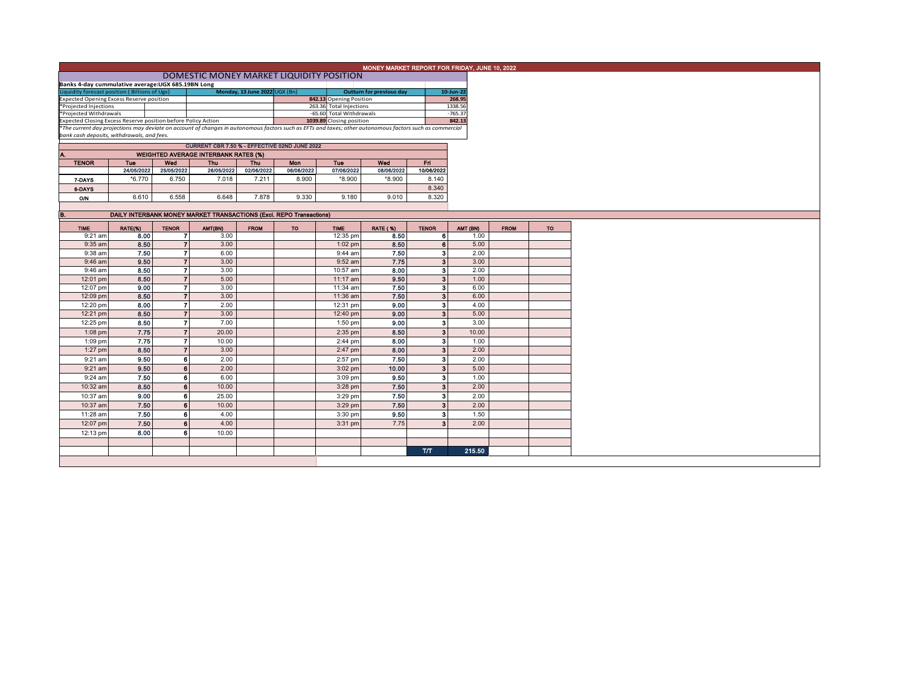# MONEY MARKET REPORT FOR FRIDAY, JUNE 10, 2022

## DOMESTIC MONEY MARKET LIQUIDITY POSITION

**Banks 4-day cummulative average:UGX 685.19BN Long**

| Liquidity forecast position ( Billions of Ugx) | Monday, 13 June 2022 UGX (Bn) | Outturn for previous day | 10-Jun-22 |
|---|---|---|---|
| Expected Opening Excess Reserve position | 842.13 | Opening Position | 268.95 |
| *Projected Injections | 263.36 | Total Injections | 1338.56 |
| *Projected Withdrawals | -65.60 | Total Withdrawals | -765.37 |
| Expected Closing Excess Reserve position before Policy Action | 1039.89 | Closing position | 842.13 |

*The current day projections may deviate on account of changes in autonomous factors such as EFTs and taxes; other autonomous factors such as commercial bank cash deposits, withdrawals, and fees.*

**CURRENT CBR 7.50 % - EFFECTIVE 02ND JUNE 2022**

### A. WEIGHTED AVERAGE INTERBANK RATES (%)

| TENOR | Tue | Wed | Thu | Thu | Mon | Tue | Wed | Fri |
|---|---|---|---|---|---|---|---|---|
| | 24/05/2022 | 25/05/2022 | 26/05/2022 | 02/06/2022 | 06/06/2022 | 07/06/2022 | 08/06/2022 | 10/06/2022 |
| 7-DAYS | *6.770 | 6.750 | 7.018 | 7.211 | 8.900 | *8.900 | *8.900 | 8.140 |
| 6-DAYS | | | | | | | | 8.340 |
| O/N | 6.610 | 6.558 | 6.648 | 7.878 | 9.330 | 9.180 | 9.010 | 8.320 |

### B. DAILY INTERBANK MONEY MARKET TRANSACTIONS (Excl. REPO Transactions)

| TIME | RATE(%) | TENOR | AMT(BN) | FROM | TO | TIME | RATE ( %) | TENOR | AMT (BN) | FROM | TO |
|---|---|---|---|---|---|---|---|---|---|---|---|
| 9:21 am | 8.00 | 7 | 3.00 | | | 12:35 pm | 8.50 | 6 | 1.00 | | |
| 9:35 am | 8.50 | 7 | 3.00 | | | 1:02 pm | 8.50 | 6 | 5.00 | | |
| 9:38 am | 7.50 | 7 | 6.00 | | | 9:44 am | 7.50 | 3 | 2.00 | | |
| 9:46 am | 9.50 | 7 | 3.00 | | | 9:52 am | 7.75 | 3 | 3.00 | | |
| 9:46 am | 8.50 | 7 | 3.00 | | | 10:57 am | 8.00 | 3 | 2.00 | | |
| 12:01 pm | 8.50 | 7 | 5.00 | | | 11:17 am | 9.50 | 3 | 1.00 | | |
| 12:07 pm | 9.00 | 7 | 3.00 | | | 11:34 am | 7.50 | 3 | 6.00 | | |
| 12:09 pm | 8.50 | 7 | 3.00 | | | 11:36 am | 7.50 | 3 | 6.00 | | |
| 12:20 pm | 8.00 | 7 | 2.00 | | | 12:31 pm | 9.00 | 3 | 4.00 | | |
| 12:21 pm | 8.50 | 7 | 3.00 | | | 12:40 pm | 9.00 | 3 | 5.00 | | |
| 12:25 pm | 8.50 | 7 | 7.00 | | | 1:50 pm | 9.00 | 3 | 3.00 | | |
| 1:08 pm | 7.75 | 7 | 20.00 | | | 2:35 pm | 8.50 | 3 | 10.00 | | |
| 1:09 pm | 7.75 | 7 | 10.00 | | | 2:44 pm | 8.00 | 3 | 1.00 | | |
| 1:27 pm | 8.50 | 7 | 3.00 | | | 2:47 pm | 8.00 | 3 | 2.00 | | |
| 9:21 am | 9.50 | 6 | 2.00 | | | 2:57 pm | 7.50 | 3 | 2.00 | | |
| 9:21 am | 9.50 | 6 | 2.00 | | | 3:02 pm | 10.00 | 3 | 5.00 | | |
| 9:24 am | 7.50 | 6 | 6.00 | | | 3:09 pm | 9.50 | 3 | 1.00 | | |
| 10:32 am | 8.50 | 6 | 10.00 | | | 3:28 pm | 7.50 | 3 | 2.00 | | |
| 10:37 am | 9.00 | 6 | 25.00 | | | 3:29 pm | 7.50 | 3 | 2.00 | | |
| 10:37 am | 7.50 | 6 | 10.00 | | | 3:29 pm | 7.50 | 3 | 2.00 | | |
| 11:28 am | 7.50 | 6 | 4.00 | | | 3:30 pm | 9.50 | 3 | 1.50 | | |
| 12:07 pm | 7.50 | 6 | 4.00 | | | 3:31 pm | 7.75 | 3 | 2.00 | | |
| 12:13 pm | 8.00 | 6 | 10.00 | | | | | | | | |
| | | | | | | | | T/T | 215.50 | | |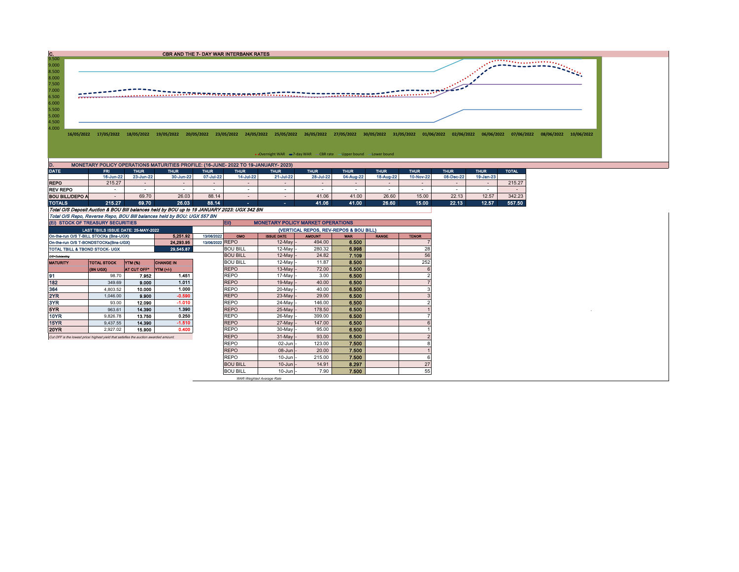## C. CBR AND THE 7- DAY WAR INTERBANK RATES

9.500
9.000
8.500
8.000
7.500
7.000
6.500
6.000
5.500
5.000
4.500
4.000

16/05/2022 17/05/2022 18/05/2022 19/05/2022 20/05/2022 23/05/2022 24/05/2022 25/05/2022 26/05/2022 27/05/2022 30/05/2022 31/05/2022 01/06/2022 02/06/2022 06/06/2022 07/06/2022 08/06/2022 10/06/2022

Overnight WAR, 7-day WAR, CBR rate, Upper bound, Lower bound

## D. MONETARY POLICY OPERATIONS MATURITIES PROFILE: (16-JUNE- 2022 TO 19-JANUARY- 2023)

| DATE | FRI | THUR | THUR | THUR | THUR | THUR | THUR | THUR | THUR | THUR | THUR | THUR | TOTAL |
|---|---|---|---|---|---|---|---|---|---|---|---|---|---|
| | 16-Jun-22 | 23-Jun-22 | 30-Jun-22 | 07-Jul-22 | 14-Jul-22 | 21-Jul-22 | 28-Jul-22 | 04-Aug-22 | 18-Aug-22 | 10-Nov-22 | 08-Dec-22 | 19-Jan-23 | |
| REPO | 215.27 | - | - | - | - | - | - | - | - | - | - | - | 215.27 |
| REV REPO | - | - | - | - | - | - | - | - | - | - | - | - | - |
| BOU BILL/DEPO A | - | 69.70 | 26.03 | 88.14 | - | - | 41.06 | 41.00 | 26.60 | 15.00 | 22.13 | 12.57 | 342.23 |
| TOTALS | 215.27 | 69.70 | 26.03 | 88.14 | - | - | 41.06 | 41.00 | 26.60 | 15.00 | 22.13 | 12.57 | 557.50 |

*Total O/S Deposit Auction & BOU Bill balances held by BOU up to 19 JANUARY 2023: UGX 342 BN*

*Total O/S Repo, Reverse Repo, BOU Bill balances held by BOU: UGX 557 BN*

### (EI) STOCK OF TREASURY SECURITIES

| LAST TBIILS ISSUE DATE: 25-MAY-2022 | | |
|---|---|---|
| On-the-run O/S T-BILL STOCKs (Bns-UGX) | 5,251.92 | 13/06/2022 |
| On-the-run O/S T-BONDSTOCKs(Bns-UGX) | 24,293.95 | 13/06/2022 |
| TOTAL TBILL & TBOND STOCK- UGX | 29,545.87 | |

O/S=Outstanding

| MATURITY | TOTAL STOCK (BN UGX) | YTM (%) AT CUT OFF* | CHANGE IN YTM (+/-) |
|---|---|---|---|
| 91 | 98.70 | 7.952 | 1.451 |
| 182 | 349.69 | 9.000 | 1.011 |
| 364 | 4,803.52 | 10.000 | 1.000 |
| 2YR | 1,046.00 | 9.900 | -0.590 |
| 3YR | 93.00 | 12.090 | -1.010 |
| 5YR | 963.61 | 14.390 | 1.390 |
| 10YR | 9,826.78 | 13.750 | 0.250 |
| 15YR | 9,437.55 | 14.390 | -1.510 |
| 20YR | 2,927.02 | 15.900 | 0.400 |

*Cut OFF is the lowest price/ highest yield that satisfies the auction awarded amount.*

### EII) MONETARY POLICY MARKET OPERATIONS

(VERTICAL REPOS, REV-REPOS & BOU BILL)

| OMO | ISSUE DATE | AMOUNT | WAR | RANGE | TENOR |
|---|---|---|---|---|---|
| REPO | 12-May | 494.00 | 6.500 | | 7 |
| BOU BILL | 12-May | 280.32 | 6.998 | | 28 |
| BOU BILL | 12-May | 24.82 | 7.109 | | 56 |
| BOU BILL | 12-May | 11.87 | 8.500 | | 252 |
| REPO | 13-May | 72.00 | 6.500 | | 6 |
| REPO | 17-May | 3.00 | 6.500 | | 2 |
| REPO | 19-May | 40.00 | 6.500 | | 7 |
| REPO | 20-May | 40.00 | 6.500 | | 3 |
| REPO | 23-May | 29.00 | 6.500 | | 3 |
| REPO | 24-May | 146.00 | 6.500 | | 2 |
| REPO | 25-May | 178.50 | 6.500 | | 1 |
| REPO | 26-May | 399.00 | 6.500 | | 7 |
| REPO | 27-May | 147.00 | 6.500 | | 6 |
| REPO | 30-May | 95.00 | 6.500 | | 1 |
| REPO | 31-May | 93.00 | 6.500 | | 2 |
| REPO | 02-Jun | 123.00 | 7.500 | | 8 |
| REPO | 08-Jun | 20.00 | 7.500 | | 1 |
| REPO | 10-Jun | 215.00 | 7.500 | | 6 |
| BOU BILL | 10-Jun | 14.91 | 8.297 | | 27 |
| BOU BILL | 10-Jun | 7.90 | 7.500 | | 55 |

*WAR-Weighted Average Rate*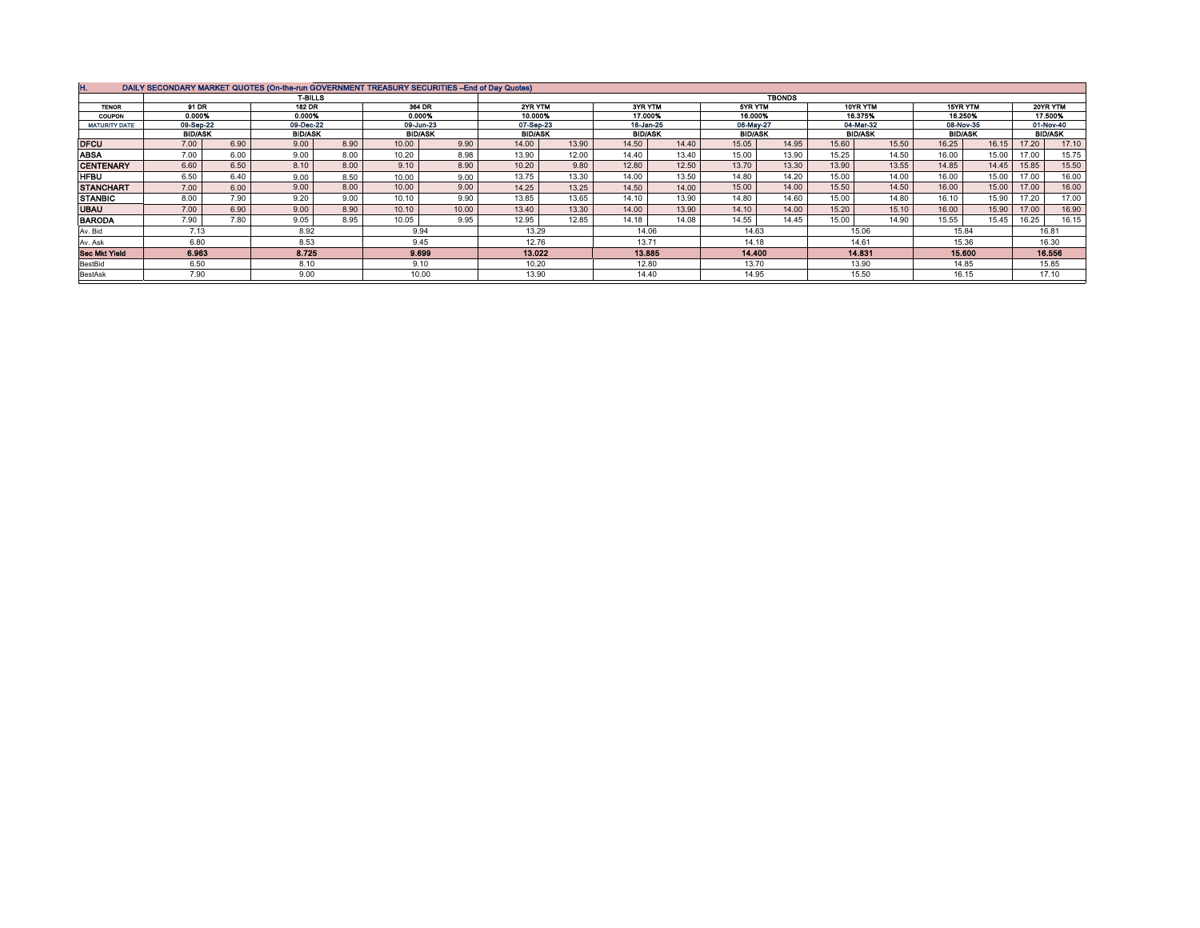| H. | DAILY SECONDARY MARKET QUOTES (On-the-run GOVERNMENT TREASURY SECURITIES –End of Day Quotes) | | | | | | | | | | | | | | | | | |
|---|---|---|---|---|---|---|---|---|---|---|---|---|---|---|---|---|---|---|
| | T-BILLS | | | | | | TBONDS | | | | | | | | | | | |
| TENOR | 91 DR | | 182 DR | | 364 DR | | 2YR YTM | | 3YR YTM | | 5YR YTM | | 10YR YTM | | 15YR YTM | | 20YR YTM | |
| COUPON | 0.000% | | 0.000% | | 0.000% | | 10.000% | | 17.000% | | 16.000% | | 16.375% | | 16.250% | | 17.500% | |
| MATURITY DATE | 09-Sep-22 | | 09-Dec-22 | | 09-Jun-23 | | 07-Sep-23 | | 16-Jan-25 | | 08-May-27 | | 04-Mar-32 | | 08-Nov-35 | | 01-Nov-40 | |
| | BID/ASK | | BID/ASK | | BID/ASK | | BID/ASK | | BID/ASK | | BID/ASK | | BID/ASK | | BID/ASK | | BID/ASK | |
| DFCU | 7.00 | 6.90 | 9.00 | 8.90 | 10.00 | 9.90 | 14.00 | 13.90 | 14.50 | 14.40 | 15.05 | 14.95 | 15.60 | 15.50 | 16.25 | 16.15 | 17.20 | 17.10 |
| ABSA | 7.00 | 6.00 | 9.00 | 8.00 | 10.20 | 8.98 | 13.90 | 12.00 | 14.40 | 13.40 | 15.00 | 13.90 | 15.25 | 14.50 | 16.00 | 15.00 | 17.00 | 15.75 |
| CENTENARY | 6.60 | 6.50 | 8.10 | 8.00 | 9.10 | 8.90 | 10.20 | 9.80 | 12.80 | 12.50 | 13.70 | 13.30 | 13.90 | 13.55 | 14.85 | 14.45 | 15.85 | 15.50 |
| HFBU | 6.50 | 6.40 | 9.00 | 8.50 | 10.00 | 9.00 | 13.75 | 13.30 | 14.00 | 13.50 | 14.80 | 14.20 | 15.00 | 14.00 | 16.00 | 15.00 | 17.00 | 16.00 |
| STANCHART | 7.00 | 6.00 | 9.00 | 8.00 | 10.00 | 9.00 | 14.25 | 13.25 | 14.50 | 14.00 | 15.00 | 14.00 | 15.50 | 14.50 | 16.00 | 15.00 | 17.00 | 16.00 |
| STANBIC | 8.00 | 7.90 | 9.20 | 9.00 | 10.10 | 9.90 | 13.85 | 13.65 | 14.10 | 13.90 | 14.80 | 14.60 | 15.00 | 14.80 | 16.10 | 15.90 | 17.20 | 17.00 |
| UBAU | 7.00 | 6.90 | 9.00 | 8.90 | 10.10 | 10.00 | 13.40 | 13.30 | 14.00 | 13.90 | 14.10 | 14.00 | 15.20 | 15.10 | 16.00 | 15.90 | 17.00 | 16.90 |
| BARODA | 7.90 | 7.80 | 9.05 | 8.95 | 10.05 | 9.95 | 12.95 | 12.85 | 14.18 | 14.08 | 14.55 | 14.45 | 15.00 | 14.90 | 15.55 | 15.45 | 16.25 | 16.15 |
| Av. Bid | 7.13 | | 8.92 | | 9.94 | | 13.29 | | 14.06 | | 14.63 | | 15.06 | | 15.84 | | 16.81 | |
| Av. Ask | 6.80 | | 8.53 | | 9.45 | | 12.76 | | 13.71 | | 14.18 | | 14.61 | | 15.36 | | 16.30 | |
| **Sec Mkt Yield** | **6.963** | | **8.725** | | **9.699** | | **13.022** | | **13.885** | | **14.400** | | **14.831** | | **15.600** | | **16.556** | |
| BestBid | 6.50 | | 8.10 | | 9.10 | | 10.20 | | 12.80 | | 13.70 | | 13.90 | | 14.85 | | 15.85 | |
| BestAsk | 7.90 | | 9.00 | | 10.00 | | 13.90 | | 14.40 | | 14.95 | | 15.50 | | 16.15 | | 17.10 | |